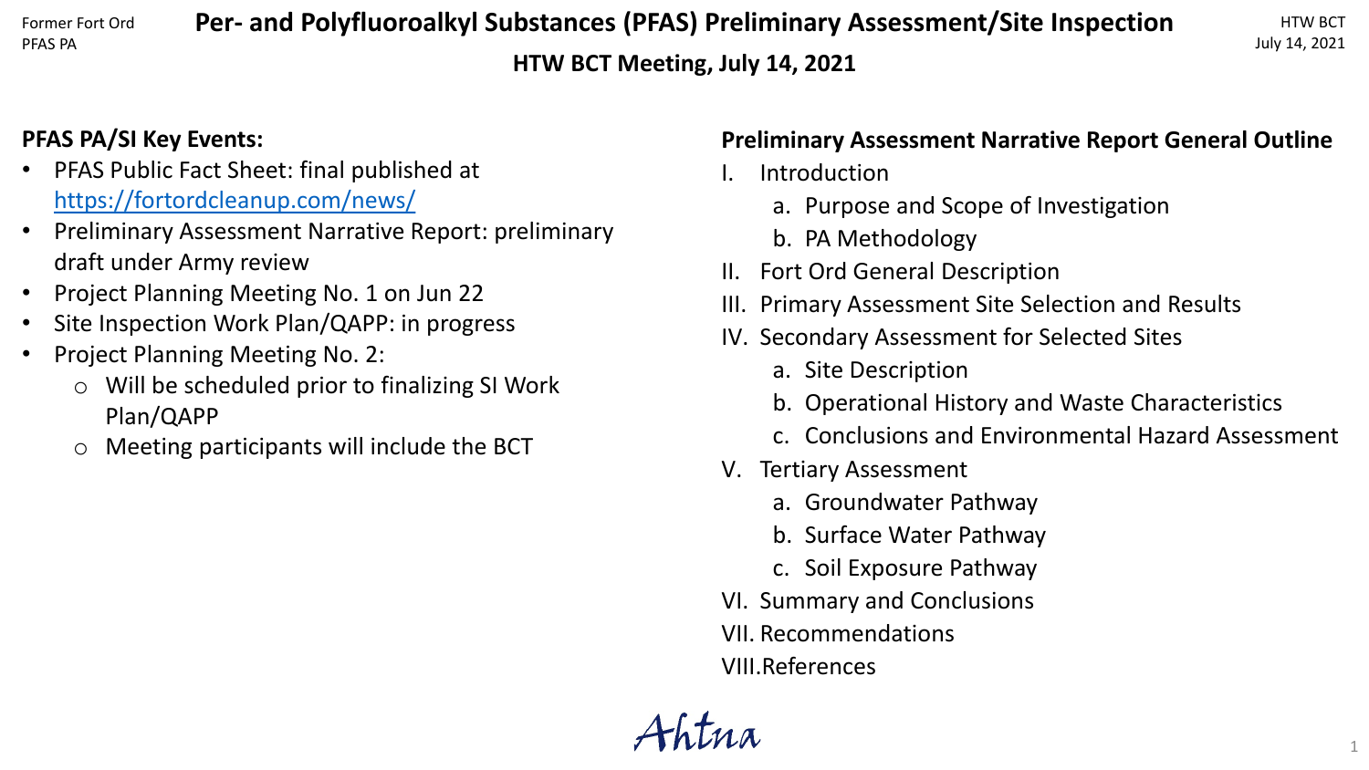# Per- and Polyfluoroalkyl Substances (PFAS) Preliminary Assessment/Site Inspection

## HTW BCT Meeting, July 14, 2021

**PFAS PA/SI Key Events:**

- PFAS Public Fact Sheet: final published at https://fortordcleanup.com/news/
- Preliminary Assessment Narrative Report: preliminary draft under Army review
- Project Planning Meeting No. 1 on Jun 22
- Site Inspection Work Plan/QAPP: in progress
- Project Planning Meeting No. 2:
  - Will be scheduled prior to finalizing SI Work Plan/QAPP
  - Meeting participants will include the BCT

**Preliminary Assessment Narrative Report General Outline**

I. Introduction
   a. Purpose and Scope of Investigation
   b. PA Methodology

II. Fort Ord General Description

III. Primary Assessment Site Selection and Results

IV. Secondary Assessment for Selected Sites
   a. Site Description
   b. Operational History and Waste Characteristics
   c. Conclusions and Environmental Hazard Assessment

V. Tertiary Assessment
   a. Groundwater Pathway
   b. Surface Water Pathway
   c. Soil Exposure Pathway

VI. Summary and Conclusions

VII. Recommendations

VIII. References

Ahtna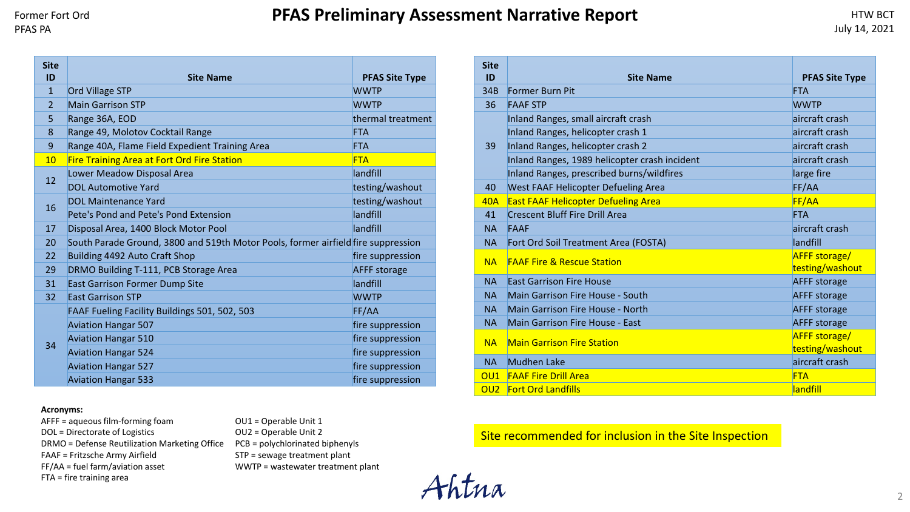# PFAS Preliminary Assessment Narrative Report

Former Fort Ord
PFAS PA

HTW BCT
July 14, 2021

| Site ID | Site Name | PFAS Site Type |
|---|---|---|
| 1 | Ord Village STP | WWTP |
| 2 | Main Garrison STP | WWTP |
| 5 | Range 36A, EOD | thermal treatment |
| 8 | Range 49, Molotov Cocktail Range | FTA |
| 9 | Range 40A, Flame Field Expedient Training Area | FTA |
| 10 | Fire Training Area at Fort Ord Fire Station | FTA |
| 12 | Lower Meadow Disposal Area | landfill |
| 12 | DOL Automotive Yard | testing/washout |
| 16 | DOL Maintenance Yard | testing/washout |
| 16 | Pete's Pond and Pete's Pond Extension | landfill |
| 17 | Disposal Area, 1400 Block Motor Pool | landfill |
| 20 | South Parade Ground, 3800 and 519th Motor Pools, former airfield | fire suppression |
| 22 | Building 4492 Auto Craft Shop | fire suppression |
| 29 | DRMO Building T-111, PCB Storage Area | AFFF storage |
| 31 | East Garrison Former Dump Site | landfill |
| 32 | East Garrison STP | WWTP |
| 34 | FAAF Fueling Facility Buildings 501, 502, 503 | FF/AA |
| 34 | Aviation Hangar 507 | fire suppression |
| 34 | Aviation Hangar 510 | fire suppression |
| 34 | Aviation Hangar 524 | fire suppression |
| 34 | Aviation Hangar 527 | fire suppression |
| 34 | Aviation Hangar 533 | fire suppression |

| Site ID | Site Name | PFAS Site Type |
|---|---|---|
| 34B | Former Burn Pit | FTA |
| 36 | FAAF STP | WWTP |
| 39 | Inland Ranges, small aircraft crash | aircraft crash |
| 39 | Inland Ranges, helicopter crash 1 | aircraft crash |
| 39 | Inland Ranges, helicopter crash 2 | aircraft crash |
| 39 | Inland Ranges, 1989 helicopter crash incident | aircraft crash |
| 39 | Inland Ranges, prescribed burns/wildfires | large fire |
| 40 | West FAAF Helicopter Defueling Area | FF/AA |
| 40A | East FAAF Helicopter Defueling Area | FF/AA |
| 41 | Crescent Bluff Fire Drill Area | FTA |
| NA | FAAF | aircraft crash |
| NA | Fort Ord Soil Treatment Area (FOSTA) | landfill |
| NA | FAAF Fire & Rescue Station | AFFF storage/ testing/washout |
| NA | East Garrison Fire House | AFFF storage |
| NA | Main Garrison Fire House - South | AFFF storage |
| NA | Main Garrison Fire House - North | AFFF storage |
| NA | Main Garrison Fire House - East | AFFF storage |
| NA | Main Garrison Fire Station | AFFF storage/ testing/washout |
| NA | Mudhen Lake | aircraft crash |
| OU1 | FAAF Fire Drill Area | FTA |
| OU2 | Fort Ord Landfills | landfill |

Site recommended for inclusion in the Site Inspection (highlighted: 10, 40A, NA FAAF Fire & Rescue Station, NA Main Garrison Fire Station, OU1, OU2)

**Acronyms:**

AFFF = aqueous film-forming foam
DOL = Directorate of Logistics
DRMO = Defense Reutilization Marketing Office
FAAF = Fritzsche Army Airfield
FF/AA = fuel farm/aviation asset
FTA = fire training area
OU1 = Operable Unit 1
OU2 = Operable Unit 2
PCB = polychlorinated biphenyls
STP = sewage treatment plant
WWTP = wastewater treatment plant

Ahtna